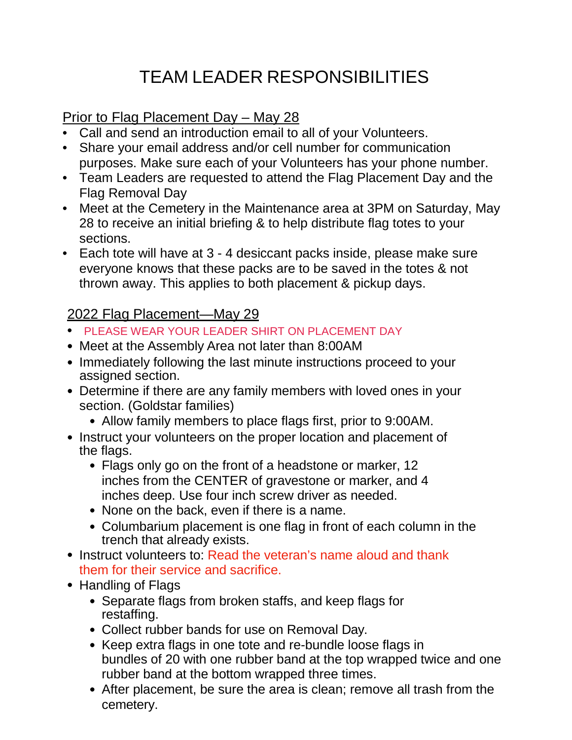# TEAM LEADER RESPONSIBILITIES

Prior to Flag Placement Day – May 28

- Call and send an introduction email to all of your Volunteers.
- Share your email address and/or cell number for communication purposes. Make sure each of your Volunteers has your phone number.
- Team Leaders are requested to attend the Flag Placement Day and the Flag Removal Day
- Meet at the Cemetery in the Maintenance area at 3PM on Saturday, May 28 to receive an initial briefing & to help distribute flag totes to your sections.
- Each tote will have at 3 - 4 desiccant packs inside, please make sure everyone knows that these packs are to be saved in the totes & not thrown away. This applies to both placement & pickup days.

2022 Flag Placement—May 29

- PLEASE WEAR YOUR LEADER SHIRT ON PLACEMENT DAY
- Meet at the Assembly Area not later than 8:00AM
- Immediately following the last minute instructions proceed to your assigned section.
- Determine if there are any family members with loved ones in your section. (Goldstar families)
  - Allow family members to place flags first, prior to 9:00AM.
- Instruct your volunteers on the proper location and placement of the flags.
  - Flags only go on the front of a headstone or marker, 12 inches from the CENTER of gravestone or marker, and 4 inches deep. Use four inch screw driver as needed.
  - None on the back, even if there is a name.
  - Columbarium placement is one flag in front of each column in the trench that already exists.
- Instruct volunteers to: Read the veteran's name aloud and thank them for their service and sacrifice.
- Handling of Flags
  - Separate flags from broken staffs, and keep flags for restaffing.
  - Collect rubber bands for use on Removal Day.
  - Keep extra flags in one tote and re-bundle loose flags in bundles of 20 with one rubber band at the top wrapped twice and one rubber band at the bottom wrapped three times.
  - After placement, be sure the area is clean; remove all trash from the cemetery.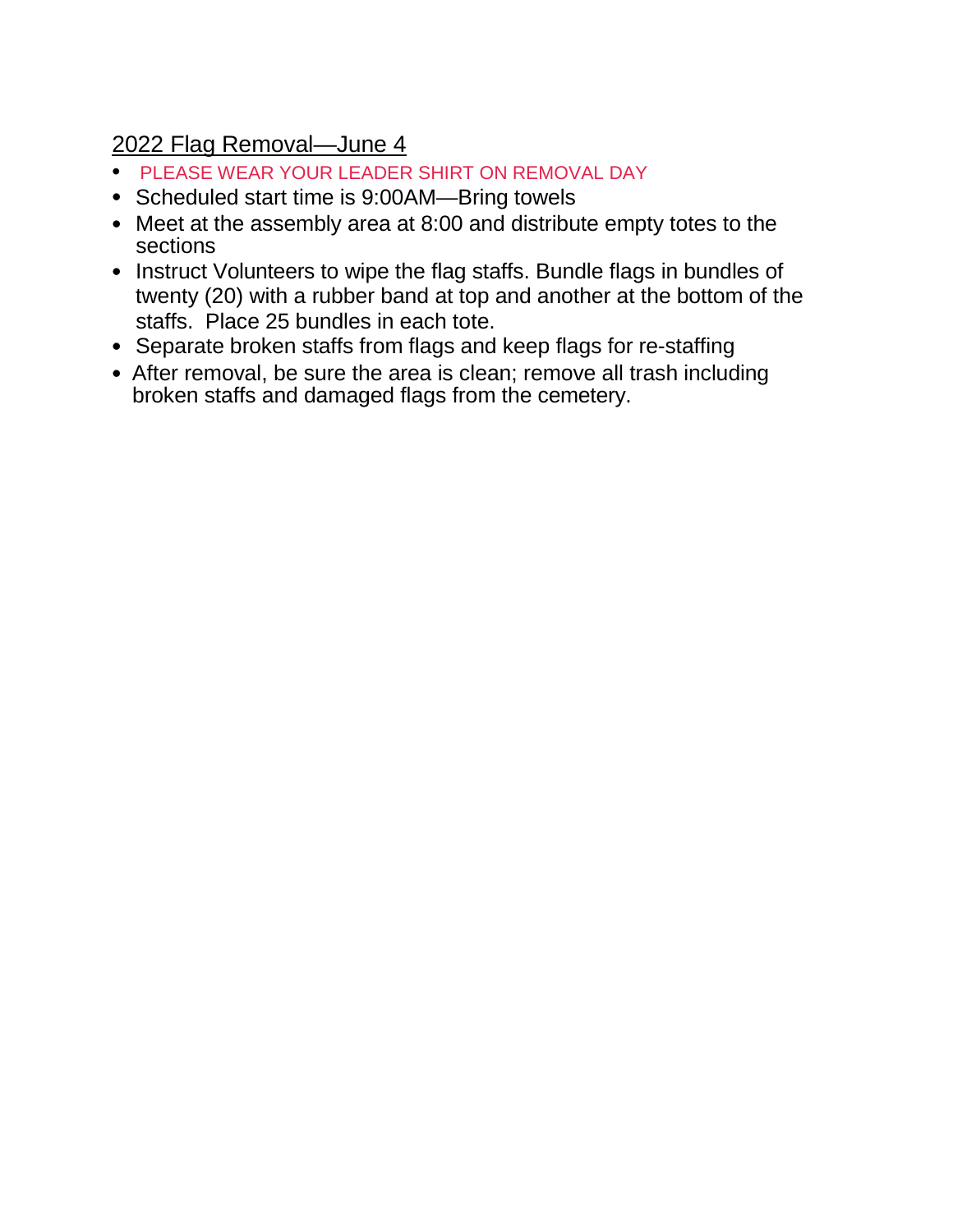2022 Flag Removal—June 4

- PLEASE WEAR YOUR LEADER SHIRT ON REMOVAL DAY
- Scheduled start time is 9:00AM—Bring towels
- Meet at the assembly area at 8:00 and distribute empty totes to the sections
- Instruct Volunteers to wipe the flag staffs. Bundle flags in bundles of twenty (20) with a rubber band at top and another at the bottom of the staffs. Place 25 bundles in each tote.
- Separate broken staffs from flags and keep flags for re-staffing
- After removal, be sure the area is clean; remove all trash including broken staffs and damaged flags from the cemetery.